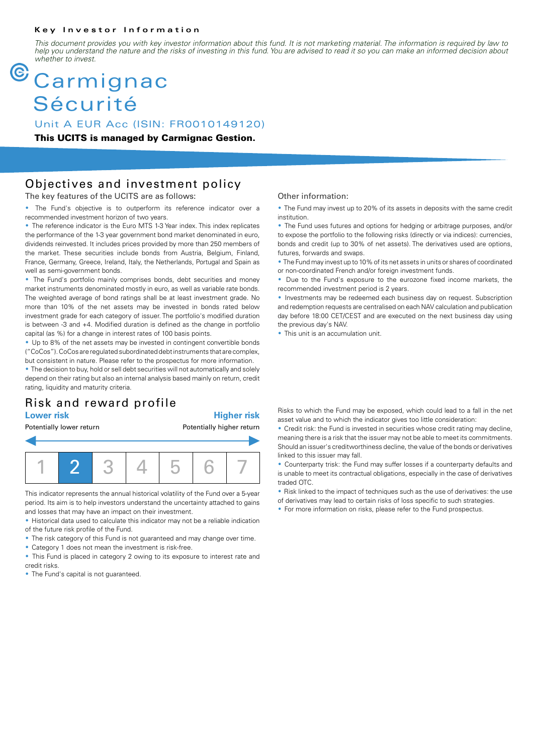**Key Investor Information**

*This document provides you with key investor information about this fund. It is not marketing material. The information is required by law to help you understand the nature and the risks of investing in this fund. You are advised to read it so you can make an informed decision about whether to invest.*

# Carmignac Sécurité

Unit A EUR Acc (ISIN: FR0010149120)

**This UCITS is managed by Carmignac Gestion.**

## Objectives and investment policy

The key features of the UCITS are as follows:

- The Fund's objective is to outperform its reference indicator over a recommended investment horizon of two years.
- The reference indicator is the Euro MTS 1-3 Year index. This index replicates the performance of the 1-3 year government bond market denominated in euro, dividends reinvested. It includes prices provided by more than 250 members of the market. These securities include bonds from Austria, Belgium, Finland, France, Germany, Greece, Ireland, Italy, the Netherlands, Portugal and Spain as well as semi-government bonds.
- The Fund's portfolio mainly comprises bonds, debt securities and money market instruments denominated mostly in euro, as well as variable rate bonds. The weighted average of bond ratings shall be at least investment grade. No more than 10% of the net assets may be invested in bonds rated below investment grade for each category of issuer. The portfolio's modified duration is between -3 and +4. Modified duration is defined as the change in portfolio capital (as %) for a change in interest rates of 100 basis points.
- Up to 8% of the net assets may be invested in contingent convertible bonds ("CoCos"). CoCos are regulated subordinated debt instruments that are complex, but consistent in nature. Please refer to the prospectus for more information.
- The decision to buy, hold or sell debt securities will not automatically and solely depend on their rating but also an internal analysis based mainly on return, credit rating, liquidity and maturity criteria.

Other information:

- The Fund may invest up to 20% of its assets in deposits with the same credit institution.
- The Fund uses futures and options for hedging or arbitrage purposes, and/or to expose the portfolio to the following risks (directly or via indices): currencies, bonds and credit (up to 30% of net assets). The derivatives used are options, futures, forwards and swaps.
- The Fund may invest up to 10% of its net assets in units or shares of coordinated or non-coordinated French and/or foreign investment funds.
- Due to the Fund's exposure to the eurozone fixed income markets, the recommended investment period is 2 years.
- Investments may be redeemed each business day on request. Subscription and redemption requests are centralised on each NAV calculation and publication day before 18:00 CET/CEST and are executed on the next business day using the previous day's NAV.
- This unit is an accumulation unit.

## Risk and reward profile

**Lower risk** — Potentially lower return | **Higher risk** — Potentially higher return

| 1 | **2** | 3 | 4 | 5 | 6 | 7 |
|---|---|---|---|---|---|---|

This indicator represents the annual historical volatility of the Fund over a 5-year period. Its aim is to help investors understand the uncertainty attached to gains and losses that may have an impact on their investment.

- Historical data used to calculate this indicator may not be a reliable indication of the future risk profile of the Fund.
- The risk category of this Fund is not guaranteed and may change over time.
- Category 1 does not mean the investment is risk-free.
- This Fund is placed in category 2 owing to its exposure to interest rate and credit risks.
- The Fund's capital is not guaranteed.

Risks to which the Fund may be exposed, which could lead to a fall in the net asset value and to which the indicator gives too little consideration:

- Credit risk: the Fund is invested in securities whose credit rating may decline, meaning there is a risk that the issuer may not be able to meet its commitments. Should an issuer's creditworthiness decline, the value of the bonds or derivatives linked to this issuer may fall.
- Counterparty risk: the Fund may suffer losses if a counterparty defaults and is unable to meet its contractual obligations, especially in the case of derivatives traded OTC.
- Risk linked to the impact of techniques such as the use of derivatives: the use of derivatives may lead to certain risks of loss specific to such strategies.
- For more information on risks, please refer to the Fund prospectus.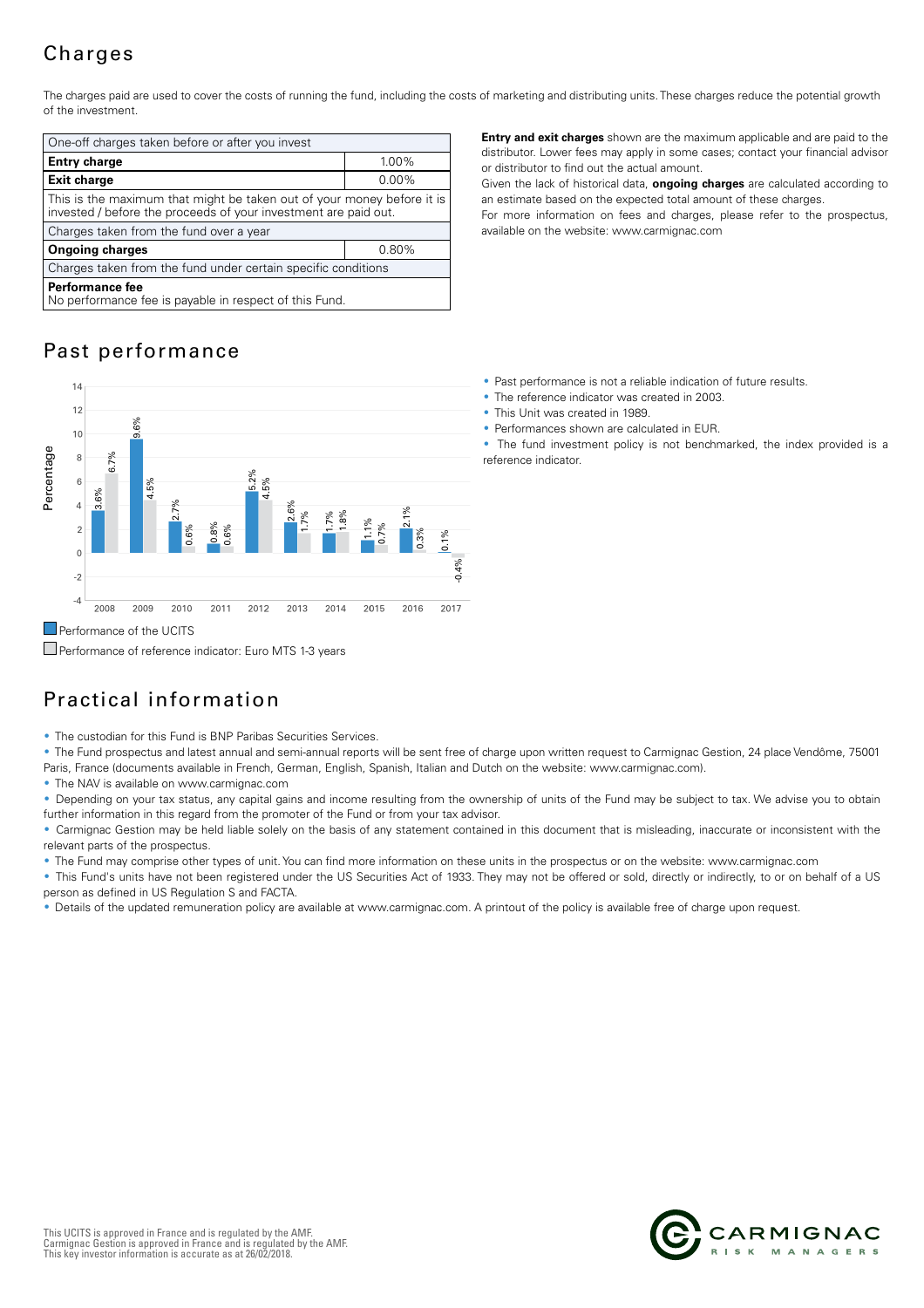## Charges

The charges paid are used to cover the costs of running the fund, including the costs of marketing and distributing units. These charges reduce the potential growth of the investment.

| One-off charges taken before or after you invest | |
|---|---|
| **Entry charge** | 1.00% |
| **Exit charge** | 0.00% |
| This is the maximum that might be taken out of your money before it is invested / before the proceeds of your investment are paid out. | |
| Charges taken from the fund over a year | |
| **Ongoing charges** | 0.80% |
| Charges taken from the fund under certain specific conditions | |
| **Performance fee**<br>No performance fee is payable in respect of this Fund. | |

**Entry and exit charges** shown are the maximum applicable and are paid to the distributor. Lower fees may apply in some cases; contact your financial advisor or distributor to find out the actual amount.

Given the lack of historical data, **ongoing charges** are calculated according to an estimate based on the expected total amount of these charges.

For more information on fees and charges, please refer to the prospectus, available on the website: www.carmignac.com

## Past performance

Percentage

14
12
10
8
6
4
2
0
-2
-4

2008: 3.6% 6.7%
2009: 9.6% 4.5%
2010: 2.7% 0.6%
2011: 0.8% 0.6%
2012: 5.2% 4.5%
2013: 2.6% 1.7%
2014: 1.7% 1.8%
2015: 1.1% 0.7%
2016: 2.1% 0.3%
2017: 0.1% -0.4%

Performance of the UCITS

Performance of reference indicator: Euro MTS 1-3 years

- Past performance is not a reliable indication of future results.
- The reference indicator was created in 2003.
- This Unit was created in 1989.
- Performances shown are calculated in EUR.
- The fund investment policy is not benchmarked, the index provided is a reference indicator.

## Practical information

- The custodian for this Fund is BNP Paribas Securities Services.
- The Fund prospectus and latest annual and semi-annual reports will be sent free of charge upon written request to Carmignac Gestion, 24 place Vendôme, 75001 Paris, France (documents available in French, German, English, Spanish, Italian and Dutch on the website: www.carmignac.com).
- The NAV is available on www.carmignac.com
- Depending on your tax status, any capital gains and income resulting from the ownership of units of the Fund may be subject to tax. We advise you to obtain further information in this regard from the promoter of the Fund or from your tax advisor.
- Carmignac Gestion may be held liable solely on the basis of any statement contained in this document that is misleading, inaccurate or inconsistent with the relevant parts of the prospectus.
- The Fund may comprise other types of unit. You can find more information on these units in the prospectus or on the website: www.carmignac.com
- This Fund's units have not been registered under the US Securities Act of 1933. They may not be offered or sold, directly or indirectly, to or on behalf of a US person as defined in US Regulation S and FACTA.
- Details of the updated remuneration policy are available at www.carmignac.com. A printout of the policy is available free of charge upon request.

This UCITS is approved in France and is regulated by the AMF.
Carmignac Gestion is approved in France and is regulated by the AMF.
This key investor information is accurate as at 26/02/2018.

CARMIGNAC
RISK MANAGERS